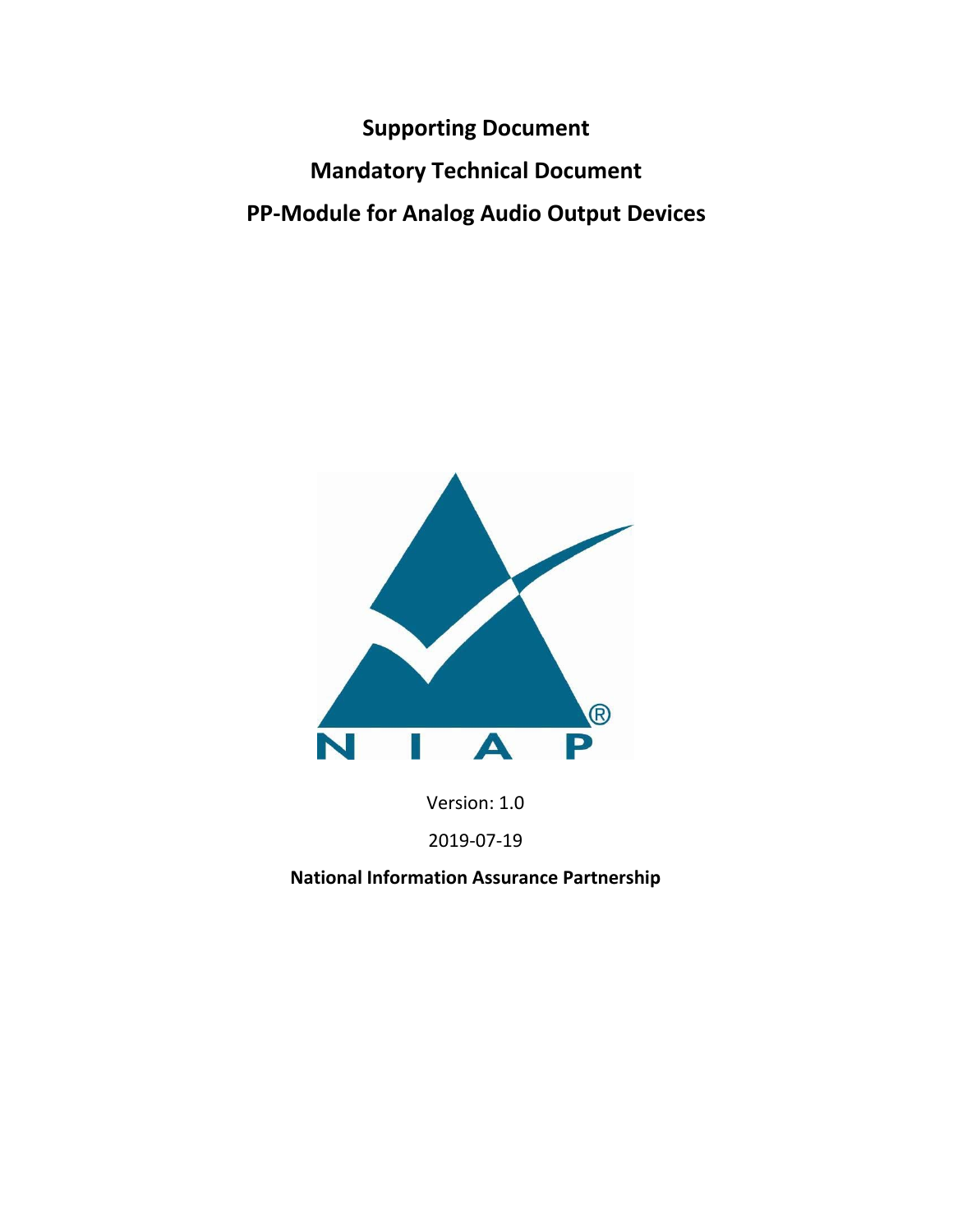# Supporting Document

# Mandatory Technical Document

# PP-Module for Analog Audio Output Devices

Version: 1.0

2019-07-19

**National Information Assurance Partnership**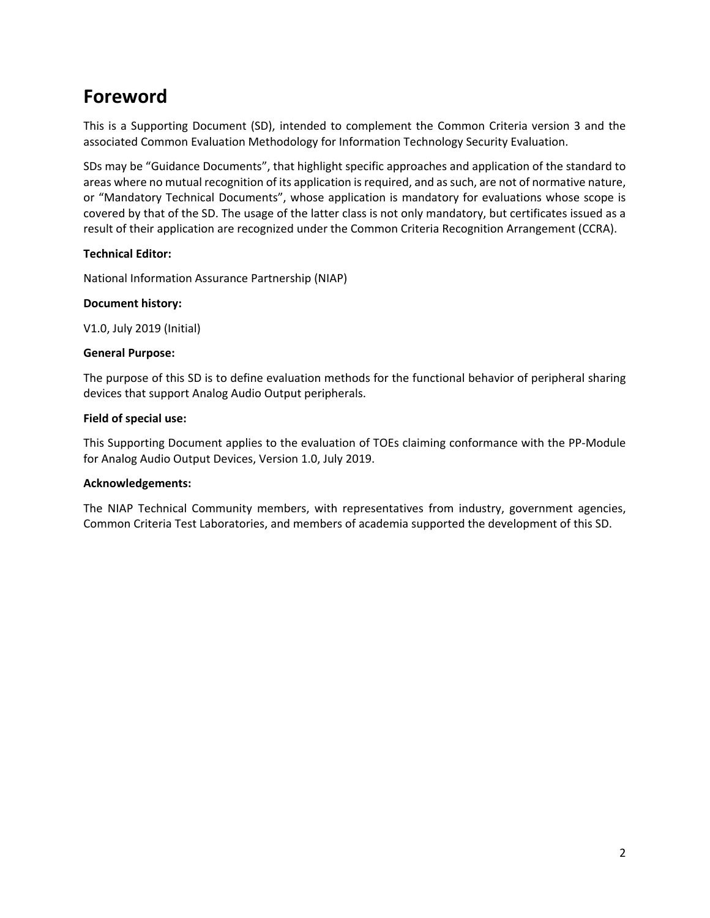# Foreword

This is a Supporting Document (SD), intended to complement the Common Criteria version 3 and the associated Common Evaluation Methodology for Information Technology Security Evaluation.

SDs may be "Guidance Documents", that highlight specific approaches and application of the standard to areas where no mutual recognition of its application is required, and as such, are not of normative nature, or "Mandatory Technical Documents", whose application is mandatory for evaluations whose scope is covered by that of the SD. The usage of the latter class is not only mandatory, but certificates issued as a result of their application are recognized under the Common Criteria Recognition Arrangement (CCRA).

**Technical Editor:**

National Information Assurance Partnership (NIAP)

**Document history:**

V1.0, July 2019 (Initial)

**General Purpose:**

The purpose of this SD is to define evaluation methods for the functional behavior of peripheral sharing devices that support Analog Audio Output peripherals.

**Field of special use:**

This Supporting Document applies to the evaluation of TOEs claiming conformance with the PP-Module for Analog Audio Output Devices, Version 1.0, July 2019.

**Acknowledgements:**

The NIAP Technical Community members, with representatives from industry, government agencies, Common Criteria Test Laboratories, and members of academia supported the development of this SD.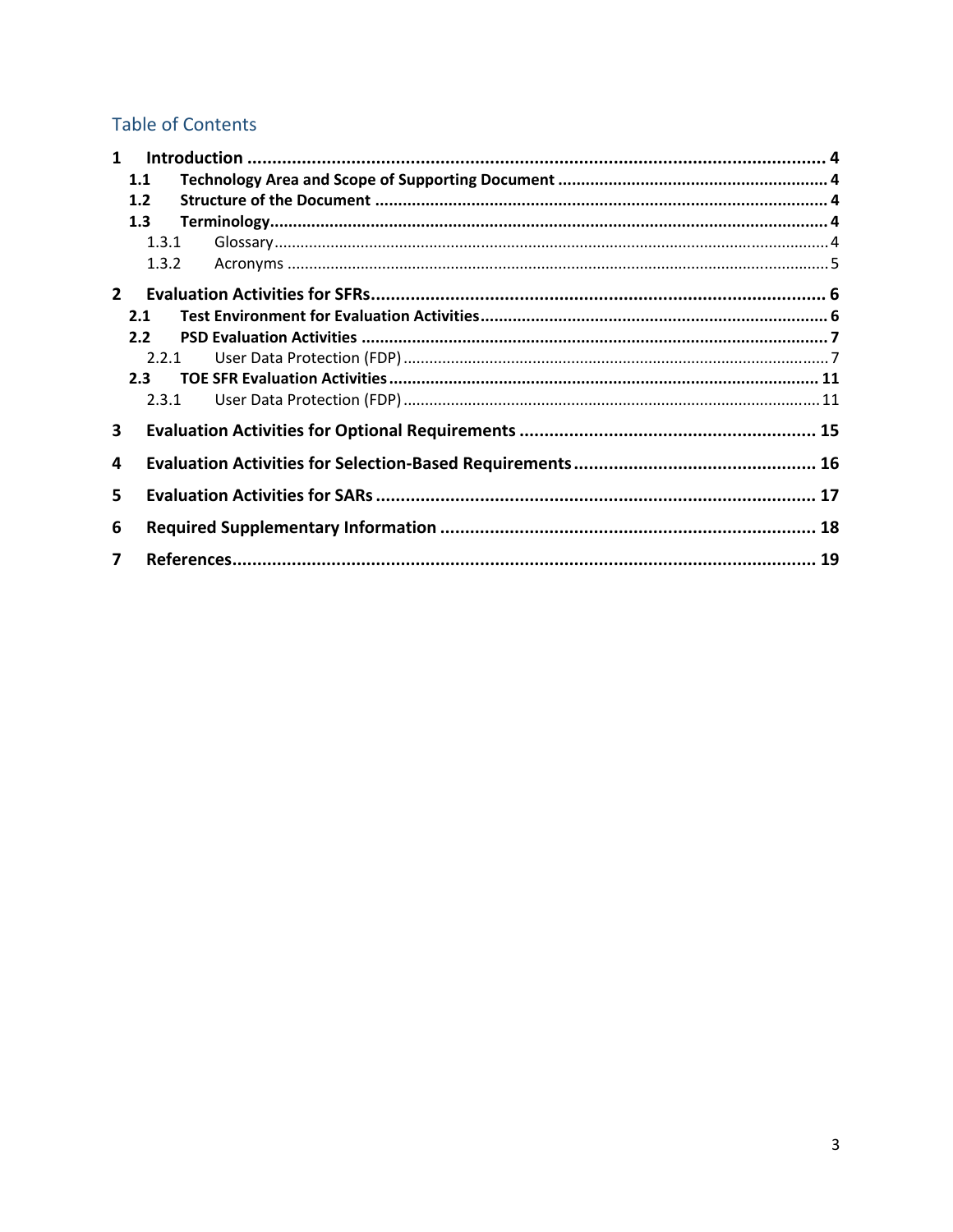## Table of Contents

- **1 Introduction** ..... **4**
  - **1.1 Technology Area and Scope of Supporting Document** ..... **4**
  - **1.2 Structure of the Document** ..... **4**
  - **1.3 Terminology** ..... **4**
    - 1.3.1 Glossary ..... 4
    - 1.3.2 Acronyms ..... 5
- **2 Evaluation Activities for SFRs** ..... **6**
  - **2.1 Test Environment for Evaluation Activities** ..... **6**
  - **2.2 PSD Evaluation Activities** ..... **7**
    - 2.2.1 User Data Protection (FDP) ..... 7
  - **2.3 TOE SFR Evaluation Activities** ..... **11**
    - 2.3.1 User Data Protection (FDP) ..... 11
- **3 Evaluation Activities for Optional Requirements** ..... **15**
- **4 Evaluation Activities for Selection-Based Requirements** ..... **16**
- **5 Evaluation Activities for SARs** ..... **17**
- **6 Required Supplementary Information** ..... **18**
- **7 References** ..... **19**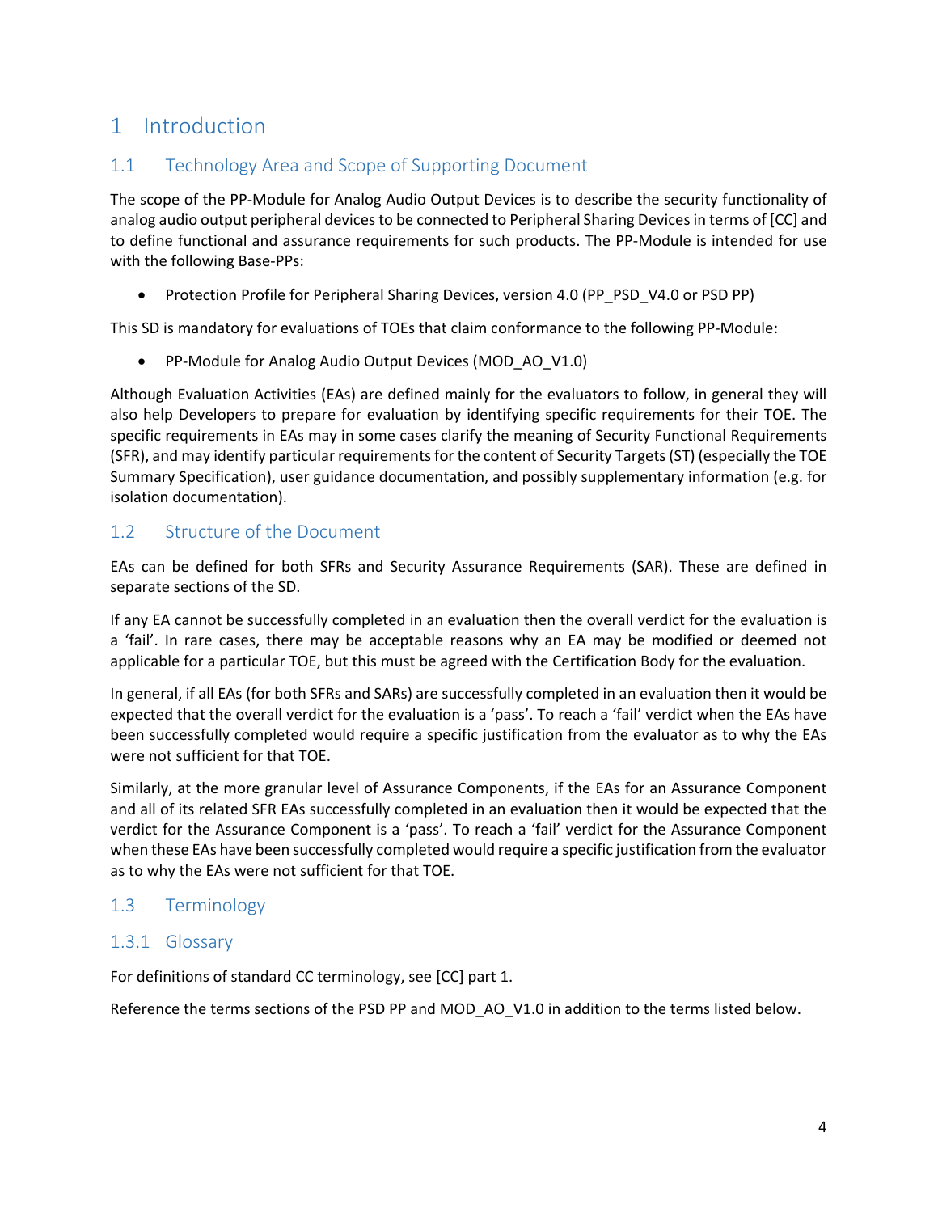# 1 Introduction

## 1.1 Technology Area and Scope of Supporting Document

The scope of the PP-Module for Analog Audio Output Devices is to describe the security functionality of analog audio output peripheral devices to be connected to Peripheral Sharing Devices in terms of [CC] and to define functional and assurance requirements for such products. The PP-Module is intended for use with the following Base-PPs:

- Protection Profile for Peripheral Sharing Devices, version 4.0 (PP_PSD_V4.0 or PSD PP)

This SD is mandatory for evaluations of TOEs that claim conformance to the following PP-Module:

- PP-Module for Analog Audio Output Devices (MOD_AO_V1.0)

Although Evaluation Activities (EAs) are defined mainly for the evaluators to follow, in general they will also help Developers to prepare for evaluation by identifying specific requirements for their TOE. The specific requirements in EAs may in some cases clarify the meaning of Security Functional Requirements (SFR), and may identify particular requirements for the content of Security Targets (ST) (especially the TOE Summary Specification), user guidance documentation, and possibly supplementary information (e.g. for isolation documentation).

## 1.2 Structure of the Document

EAs can be defined for both SFRs and Security Assurance Requirements (SAR). These are defined in separate sections of the SD.

If any EA cannot be successfully completed in an evaluation then the overall verdict for the evaluation is a 'fail'. In rare cases, there may be acceptable reasons why an EA may be modified or deemed not applicable for a particular TOE, but this must be agreed with the Certification Body for the evaluation.

In general, if all EAs (for both SFRs and SARs) are successfully completed in an evaluation then it would be expected that the overall verdict for the evaluation is a 'pass'. To reach a 'fail' verdict when the EAs have been successfully completed would require a specific justification from the evaluator as to why the EAs were not sufficient for that TOE.

Similarly, at the more granular level of Assurance Components, if the EAs for an Assurance Component and all of its related SFR EAs successfully completed in an evaluation then it would be expected that the verdict for the Assurance Component is a 'pass'. To reach a 'fail' verdict for the Assurance Component when these EAs have been successfully completed would require a specific justification from the evaluator as to why the EAs were not sufficient for that TOE.

## 1.3 Terminology

### 1.3.1 Glossary

For definitions of standard CC terminology, see [CC] part 1.

Reference the terms sections of the PSD PP and MOD_AO_V1.0 in addition to the terms listed below.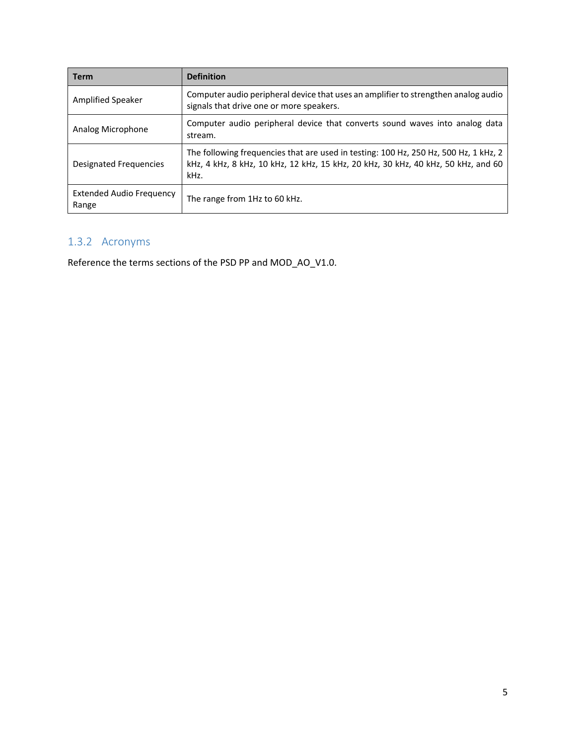| Term | Definition |
| --- | --- |
| Amplified Speaker | Computer audio peripheral device that uses an amplifier to strengthen analog audio signals that drive one or more speakers. |
| Analog Microphone | Computer audio peripheral device that converts sound waves into analog data stream. |
| Designated Frequencies | The following frequencies that are used in testing: 100 Hz, 250 Hz, 500 Hz, 1 kHz, 2 kHz, 4 kHz, 8 kHz, 10 kHz, 12 kHz, 15 kHz, 20 kHz, 30 kHz, 40 kHz, 50 kHz, and 60 kHz. |
| Extended Audio Frequency Range | The range from 1Hz to 60 kHz. |

### 1.3.2 Acronyms

Reference the terms sections of the PSD PP and MOD_AO_V1.0.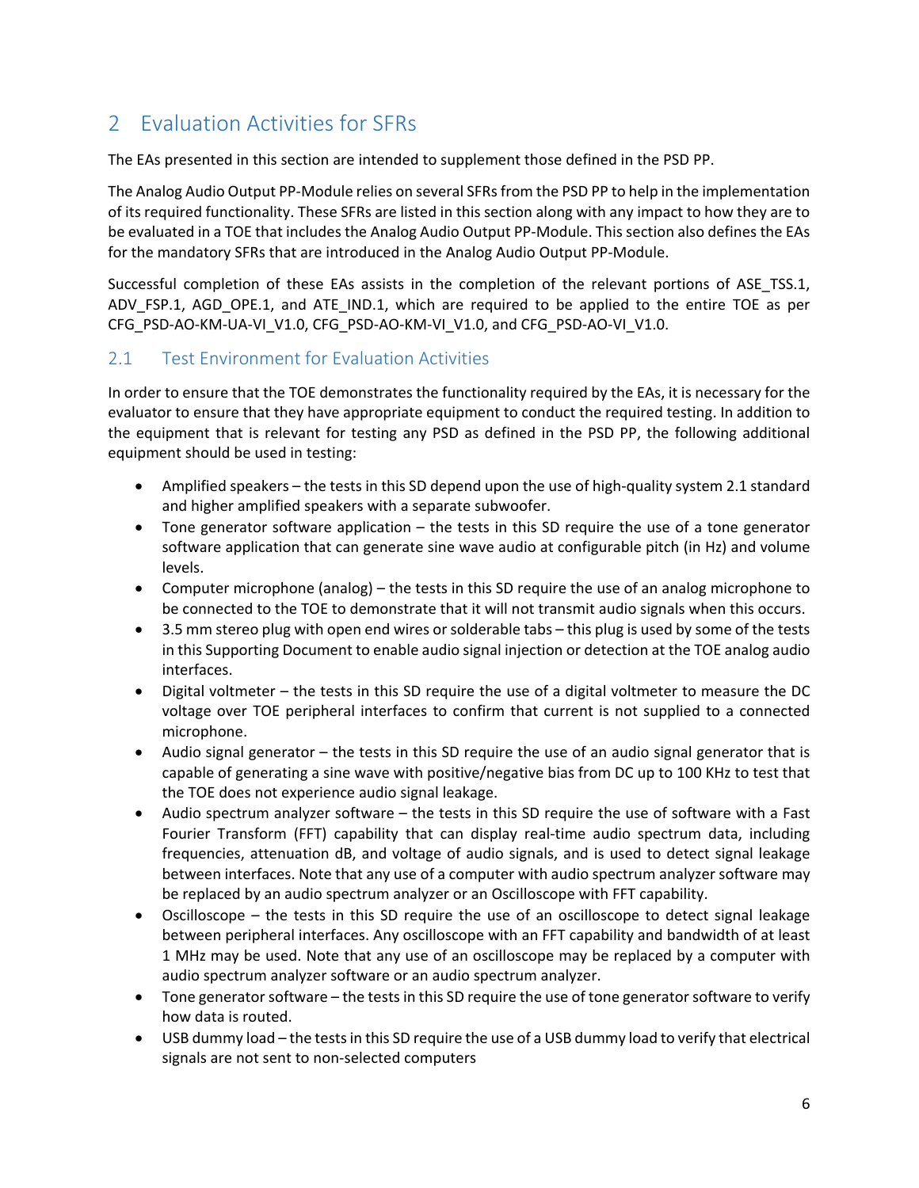# 2 Evaluation Activities for SFRs

The EAs presented in this section are intended to supplement those defined in the PSD PP.

The Analog Audio Output PP-Module relies on several SFRs from the PSD PP to help in the implementation of its required functionality. These SFRs are listed in this section along with any impact to how they are to be evaluated in a TOE that includes the Analog Audio Output PP-Module. This section also defines the EAs for the mandatory SFRs that are introduced in the Analog Audio Output PP-Module.

Successful completion of these EAs assists in the completion of the relevant portions of ASE_TSS.1, ADV_FSP.1, AGD_OPE.1, and ATE_IND.1, which are required to be applied to the entire TOE as per CFG_PSD-AO-KM-UA-VI_V1.0, CFG_PSD-AO-KM-VI_V1.0, and CFG_PSD-AO-VI_V1.0.

## 2.1 Test Environment for Evaluation Activities

In order to ensure that the TOE demonstrates the functionality required by the EAs, it is necessary for the evaluator to ensure that they have appropriate equipment to conduct the required testing. In addition to the equipment that is relevant for testing any PSD as defined in the PSD PP, the following additional equipment should be used in testing:

- Amplified speakers – the tests in this SD depend upon the use of high-quality system 2.1 standard and higher amplified speakers with a separate subwoofer.
- Tone generator software application – the tests in this SD require the use of a tone generator software application that can generate sine wave audio at configurable pitch (in Hz) and volume levels.
- Computer microphone (analog) – the tests in this SD require the use of an analog microphone to be connected to the TOE to demonstrate that it will not transmit audio signals when this occurs.
- 3.5 mm stereo plug with open end wires or solderable tabs – this plug is used by some of the tests in this Supporting Document to enable audio signal injection or detection at the TOE analog audio interfaces.
- Digital voltmeter – the tests in this SD require the use of a digital voltmeter to measure the DC voltage over TOE peripheral interfaces to confirm that current is not supplied to a connected microphone.
- Audio signal generator – the tests in this SD require the use of an audio signal generator that is capable of generating a sine wave with positive/negative bias from DC up to 100 KHz to test that the TOE does not experience audio signal leakage.
- Audio spectrum analyzer software – the tests in this SD require the use of software with a Fast Fourier Transform (FFT) capability that can display real-time audio spectrum data, including frequencies, attenuation dB, and voltage of audio signals, and is used to detect signal leakage between interfaces. Note that any use of a computer with audio spectrum analyzer software may be replaced by an audio spectrum analyzer or an Oscilloscope with FFT capability.
- Oscilloscope – the tests in this SD require the use of an oscilloscope to detect signal leakage between peripheral interfaces. Any oscilloscope with an FFT capability and bandwidth of at least 1 MHz may be used. Note that any use of an oscilloscope may be replaced by a computer with audio spectrum analyzer software or an audio spectrum analyzer.
- Tone generator software – the tests in this SD require the use of tone generator software to verify how data is routed.
- USB dummy load – the tests in this SD require the use of a USB dummy load to verify that electrical signals are not sent to non-selected computers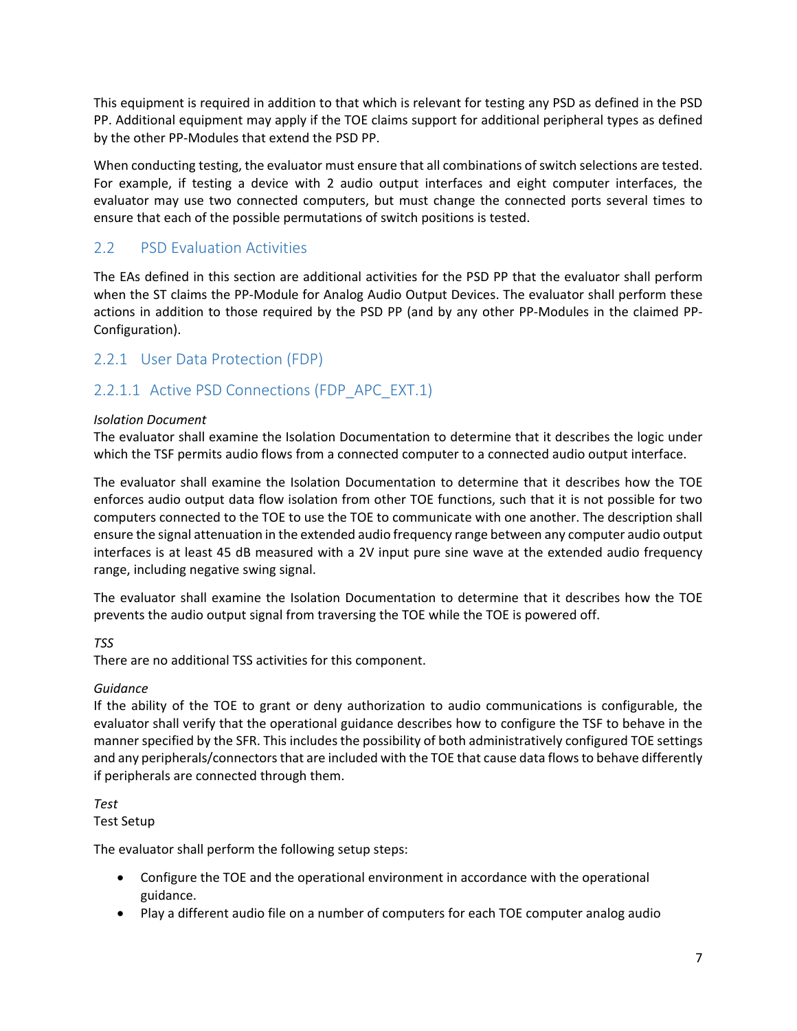This equipment is required in addition to that which is relevant for testing any PSD as defined in the PSD PP. Additional equipment may apply if the TOE claims support for additional peripheral types as defined by the other PP-Modules that extend the PSD PP.

When conducting testing, the evaluator must ensure that all combinations of switch selections are tested. For example, if testing a device with 2 audio output interfaces and eight computer interfaces, the evaluator may use two connected computers, but must change the connected ports several times to ensure that each of the possible permutations of switch positions is tested.

## 2.2 PSD Evaluation Activities

The EAs defined in this section are additional activities for the PSD PP that the evaluator shall perform when the ST claims the PP-Module for Analog Audio Output Devices. The evaluator shall perform these actions in addition to those required by the PSD PP (and by any other PP-Modules in the claimed PP-Configuration).

### 2.2.1 User Data Protection (FDP)

#### 2.2.1.1 Active PSD Connections (FDP_APC_EXT.1)

*Isolation Document*
The evaluator shall examine the Isolation Documentation to determine that it describes the logic under which the TSF permits audio flows from a connected computer to a connected audio output interface.

The evaluator shall examine the Isolation Documentation to determine that it describes how the TOE enforces audio output data flow isolation from other TOE functions, such that it is not possible for two computers connected to the TOE to use the TOE to communicate with one another. The description shall ensure the signal attenuation in the extended audio frequency range between any computer audio output interfaces is at least 45 dB measured with a 2V input pure sine wave at the extended audio frequency range, including negative swing signal.

The evaluator shall examine the Isolation Documentation to determine that it describes how the TOE prevents the audio output signal from traversing the TOE while the TOE is powered off.

*TSS*
There are no additional TSS activities for this component.

*Guidance*
If the ability of the TOE to grant or deny authorization to audio communications is configurable, the evaluator shall verify that the operational guidance describes how to configure the TSF to behave in the manner specified by the SFR. This includes the possibility of both administratively configured TOE settings and any peripherals/connectors that are included with the TOE that cause data flows to behave differently if peripherals are connected through them.

*Test*
Test Setup

The evaluator shall perform the following setup steps:

- Configure the TOE and the operational environment in accordance with the operational guidance.
- Play a different audio file on a number of computers for each TOE computer analog audio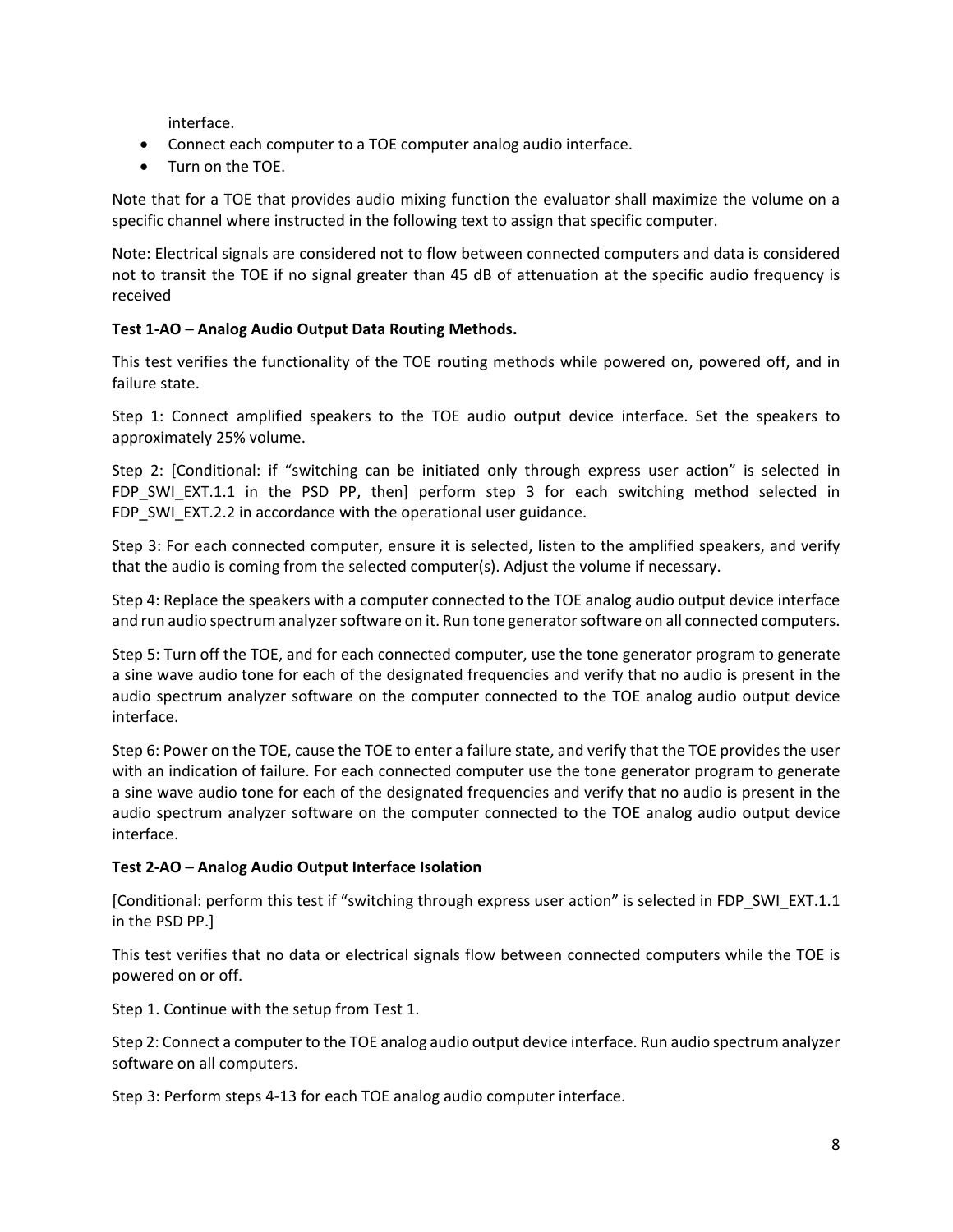interface.

- Connect each computer to a TOE computer analog audio interface.
- Turn on the TOE.

Note that for a TOE that provides audio mixing function the evaluator shall maximize the volume on a specific channel where instructed in the following text to assign that specific computer.

Note: Electrical signals are considered not to flow between connected computers and data is considered not to transit the TOE if no signal greater than 45 dB of attenuation at the specific audio frequency is received

**Test 1-AO – Analog Audio Output Data Routing Methods.**

This test verifies the functionality of the TOE routing methods while powered on, powered off, and in failure state.

Step 1: Connect amplified speakers to the TOE audio output device interface. Set the speakers to approximately 25% volume.

Step 2: [Conditional: if "switching can be initiated only through express user action" is selected in FDP_SWI_EXT.1.1 in the PSD PP, then] perform step 3 for each switching method selected in FDP_SWI_EXT.2.2 in accordance with the operational user guidance.

Step 3: For each connected computer, ensure it is selected, listen to the amplified speakers, and verify that the audio is coming from the selected computer(s). Adjust the volume if necessary.

Step 4: Replace the speakers with a computer connected to the TOE analog audio output device interface and run audio spectrum analyzer software on it. Run tone generator software on all connected computers.

Step 5: Turn off the TOE, and for each connected computer, use the tone generator program to generate a sine wave audio tone for each of the designated frequencies and verify that no audio is present in the audio spectrum analyzer software on the computer connected to the TOE analog audio output device interface.

Step 6: Power on the TOE, cause the TOE to enter a failure state, and verify that the TOE provides the user with an indication of failure. For each connected computer use the tone generator program to generate a sine wave audio tone for each of the designated frequencies and verify that no audio is present in the audio spectrum analyzer software on the computer connected to the TOE analog audio output device interface.

**Test 2-AO – Analog Audio Output Interface Isolation**

[Conditional: perform this test if "switching through express user action" is selected in FDP_SWI_EXT.1.1 in the PSD PP.]

This test verifies that no data or electrical signals flow between connected computers while the TOE is powered on or off.

Step 1. Continue with the setup from Test 1.

Step 2: Connect a computer to the TOE analog audio output device interface. Run audio spectrum analyzer software on all computers.

Step 3: Perform steps 4-13 for each TOE analog audio computer interface.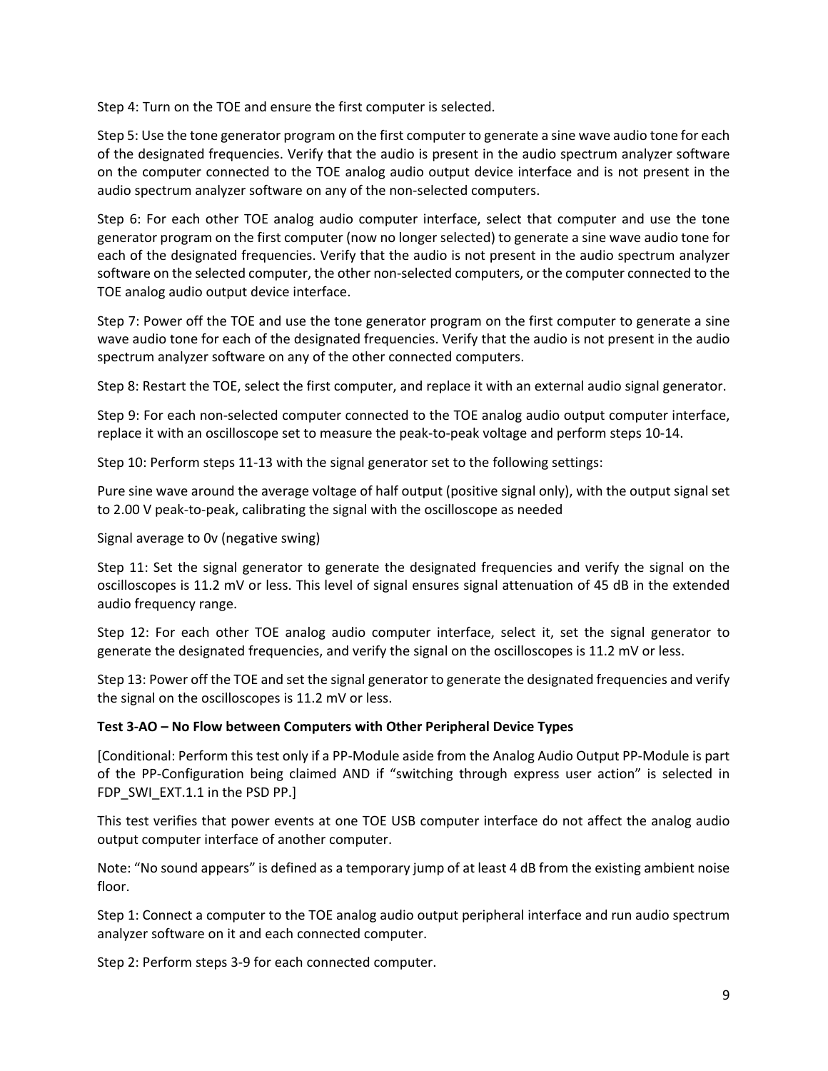Step 4: Turn on the TOE and ensure the first computer is selected.

Step 5: Use the tone generator program on the first computer to generate a sine wave audio tone for each of the designated frequencies. Verify that the audio is present in the audio spectrum analyzer software on the computer connected to the TOE analog audio output device interface and is not present in the audio spectrum analyzer software on any of the non-selected computers.

Step 6: For each other TOE analog audio computer interface, select that computer and use the tone generator program on the first computer (now no longer selected) to generate a sine wave audio tone for each of the designated frequencies. Verify that the audio is not present in the audio spectrum analyzer software on the selected computer, the other non-selected computers, or the computer connected to the TOE analog audio output device interface.

Step 7: Power off the TOE and use the tone generator program on the first computer to generate a sine wave audio tone for each of the designated frequencies. Verify that the audio is not present in the audio spectrum analyzer software on any of the other connected computers.

Step 8: Restart the TOE, select the first computer, and replace it with an external audio signal generator.

Step 9: For each non-selected computer connected to the TOE analog audio output computer interface, replace it with an oscilloscope set to measure the peak-to-peak voltage and perform steps 10-14.

Step 10: Perform steps 11-13 with the signal generator set to the following settings:

Pure sine wave around the average voltage of half output (positive signal only), with the output signal set to 2.00 V peak-to-peak, calibrating the signal with the oscilloscope as needed

Signal average to 0v (negative swing)

Step 11: Set the signal generator to generate the designated frequencies and verify the signal on the oscilloscopes is 11.2 mV or less. This level of signal ensures signal attenuation of 45 dB in the extended audio frequency range.

Step 12: For each other TOE analog audio computer interface, select it, set the signal generator to generate the designated frequencies, and verify the signal on the oscilloscopes is 11.2 mV or less.

Step 13: Power off the TOE and set the signal generator to generate the designated frequencies and verify the signal on the oscilloscopes is 11.2 mV or less.

**Test 3-AO – No Flow between Computers with Other Peripheral Device Types**

[Conditional: Perform this test only if a PP-Module aside from the Analog Audio Output PP-Module is part of the PP-Configuration being claimed AND if "switching through express user action" is selected in FDP_SWI_EXT.1.1 in the PSD PP.]

This test verifies that power events at one TOE USB computer interface do not affect the analog audio output computer interface of another computer.

Note: "No sound appears" is defined as a temporary jump of at least 4 dB from the existing ambient noise floor.

Step 1: Connect a computer to the TOE analog audio output peripheral interface and run audio spectrum analyzer software on it and each connected computer.

Step 2: Perform steps 3-9 for each connected computer.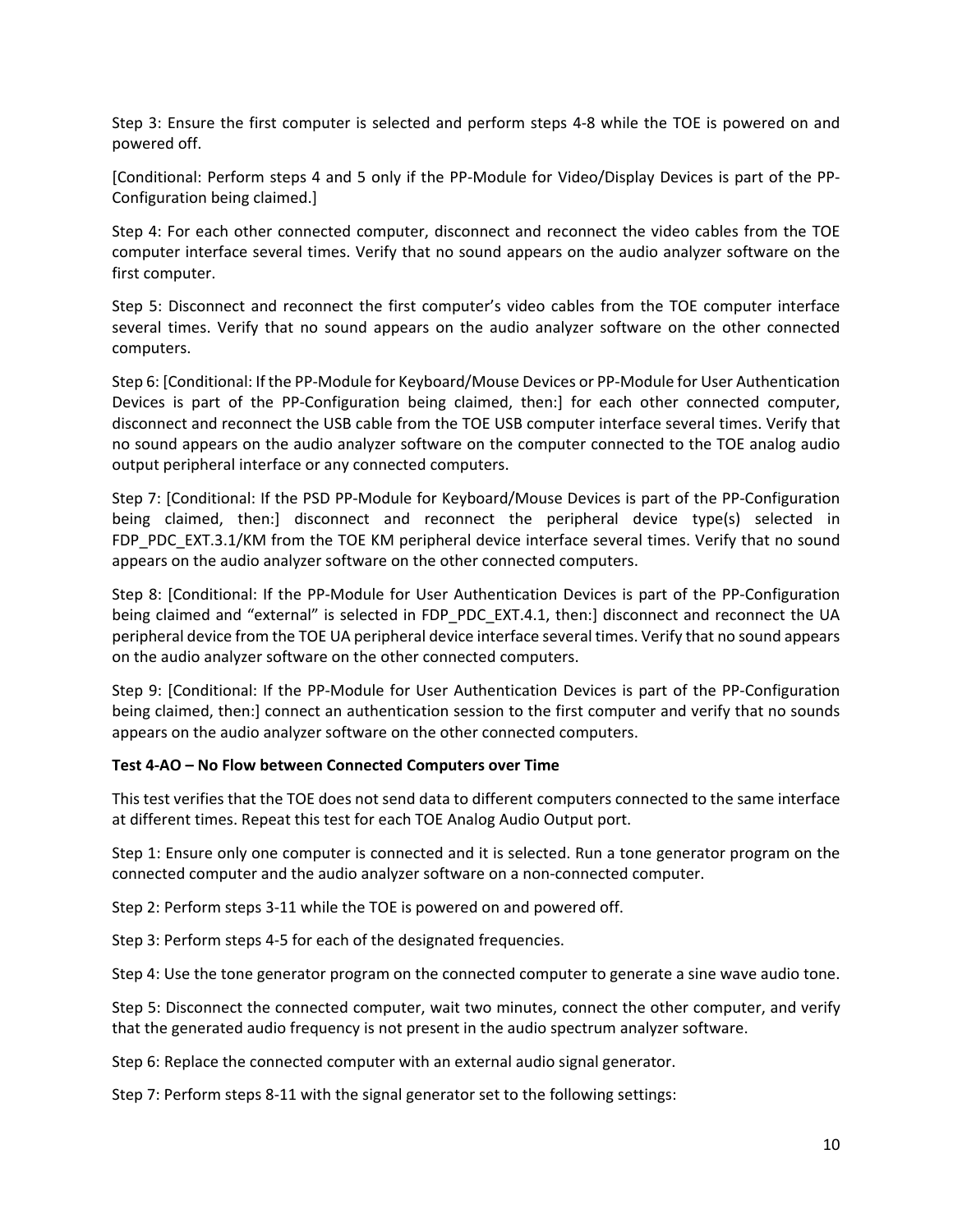Step 3: Ensure the first computer is selected and perform steps 4-8 while the TOE is powered on and powered off.

[Conditional: Perform steps 4 and 5 only if the PP-Module for Video/Display Devices is part of the PP-Configuration being claimed.]

Step 4: For each other connected computer, disconnect and reconnect the video cables from the TOE computer interface several times. Verify that no sound appears on the audio analyzer software on the first computer.

Step 5: Disconnect and reconnect the first computer's video cables from the TOE computer interface several times. Verify that no sound appears on the audio analyzer software on the other connected computers.

Step 6: [Conditional: If the PP-Module for Keyboard/Mouse Devices or PP-Module for User Authentication Devices is part of the PP-Configuration being claimed, then:] for each other connected computer, disconnect and reconnect the USB cable from the TOE USB computer interface several times. Verify that no sound appears on the audio analyzer software on the computer connected to the TOE analog audio output peripheral interface or any connected computers.

Step 7: [Conditional: If the PSD PP-Module for Keyboard/Mouse Devices is part of the PP-Configuration being claimed, then:] disconnect and reconnect the peripheral device type(s) selected in FDP_PDC_EXT.3.1/KM from the TOE KM peripheral device interface several times. Verify that no sound appears on the audio analyzer software on the other connected computers.

Step 8: [Conditional: If the PP-Module for User Authentication Devices is part of the PP-Configuration being claimed and "external" is selected in FDP_PDC_EXT.4.1, then:] disconnect and reconnect the UA peripheral device from the TOE UA peripheral device interface several times. Verify that no sound appears on the audio analyzer software on the other connected computers.

Step 9: [Conditional: If the PP-Module for User Authentication Devices is part of the PP-Configuration being claimed, then:] connect an authentication session to the first computer and verify that no sounds appears on the audio analyzer software on the other connected computers.

**Test 4-AO – No Flow between Connected Computers over Time**

This test verifies that the TOE does not send data to different computers connected to the same interface at different times. Repeat this test for each TOE Analog Audio Output port.

Step 1: Ensure only one computer is connected and it is selected. Run a tone generator program on the connected computer and the audio analyzer software on a non-connected computer.

Step 2: Perform steps 3-11 while the TOE is powered on and powered off.

Step 3: Perform steps 4-5 for each of the designated frequencies.

Step 4: Use the tone generator program on the connected computer to generate a sine wave audio tone.

Step 5: Disconnect the connected computer, wait two minutes, connect the other computer, and verify that the generated audio frequency is not present in the audio spectrum analyzer software.

Step 6: Replace the connected computer with an external audio signal generator.

Step 7: Perform steps 8-11 with the signal generator set to the following settings: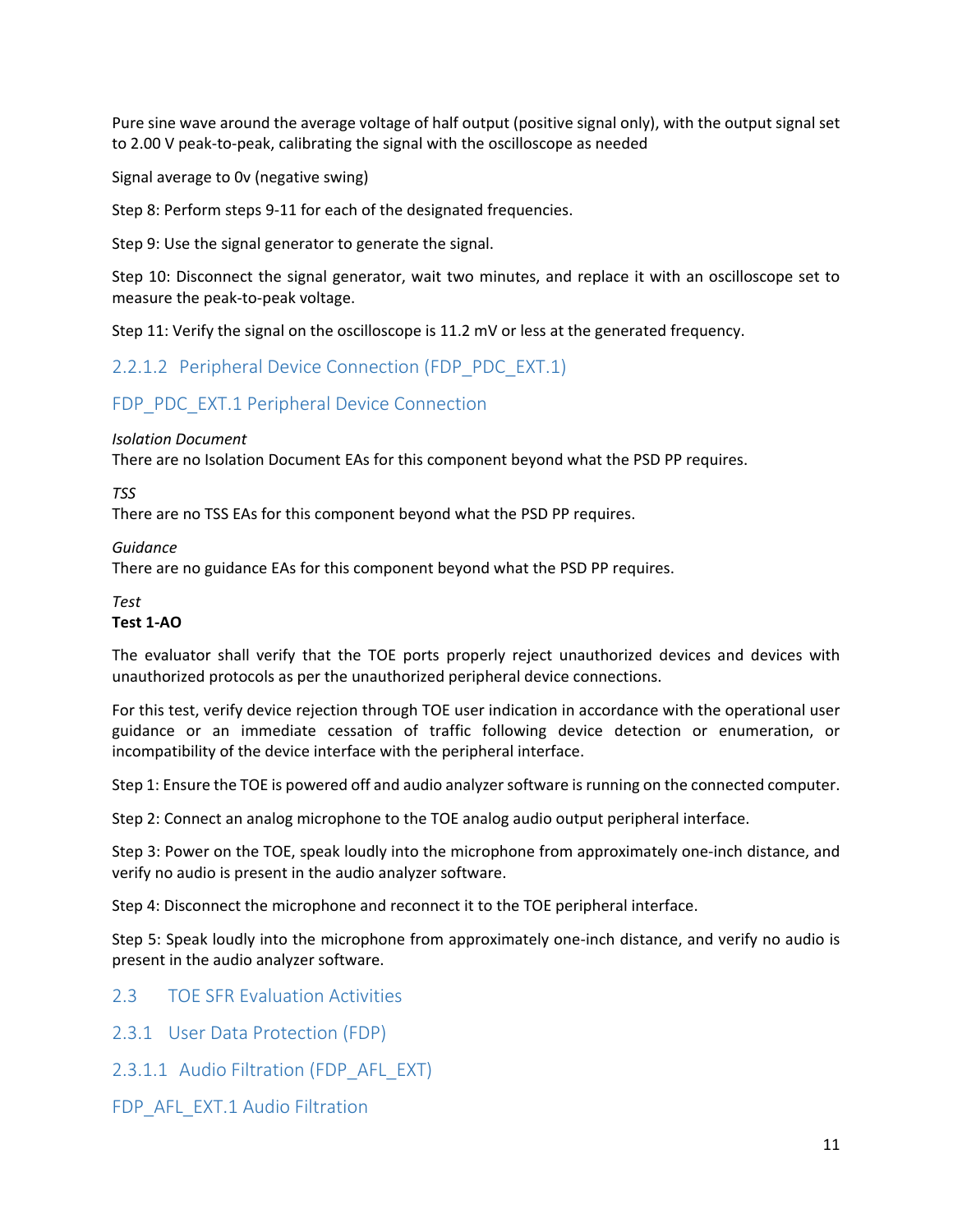Pure sine wave around the average voltage of half output (positive signal only), with the output signal set to 2.00 V peak-to-peak, calibrating the signal with the oscilloscope as needed

Signal average to 0v (negative swing)

Step 8: Perform steps 9-11 for each of the designated frequencies.

Step 9: Use the signal generator to generate the signal.

Step 10: Disconnect the signal generator, wait two minutes, and replace it with an oscilloscope set to measure the peak-to-peak voltage.

Step 11: Verify the signal on the oscilloscope is 11.2 mV or less at the generated frequency.

#### 2.2.1.2 Peripheral Device Connection (FDP_PDC_EXT.1)

#### FDP_PDC_EXT.1 Peripheral Device Connection

*Isolation Document*
There are no Isolation Document EAs for this component beyond what the PSD PP requires.

*TSS*
There are no TSS EAs for this component beyond what the PSD PP requires.

*Guidance*
There are no guidance EAs for this component beyond what the PSD PP requires.

*Test*
**Test 1-AO**

The evaluator shall verify that the TOE ports properly reject unauthorized devices and devices with unauthorized protocols as per the unauthorized peripheral device connections.

For this test, verify device rejection through TOE user indication in accordance with the operational user guidance or an immediate cessation of traffic following device detection or enumeration, or incompatibility of the device interface with the peripheral interface.

Step 1: Ensure the TOE is powered off and audio analyzer software is running on the connected computer.

Step 2: Connect an analog microphone to the TOE analog audio output peripheral interface.

Step 3: Power on the TOE, speak loudly into the microphone from approximately one-inch distance, and verify no audio is present in the audio analyzer software.

Step 4: Disconnect the microphone and reconnect it to the TOE peripheral interface.

Step 5: Speak loudly into the microphone from approximately one-inch distance, and verify no audio is present in the audio analyzer software.

## 2.3 TOE SFR Evaluation Activities

### 2.3.1 User Data Protection (FDP)

#### 2.3.1.1 Audio Filtration (FDP_AFL_EXT)

#### FDP_AFL_EXT.1 Audio Filtration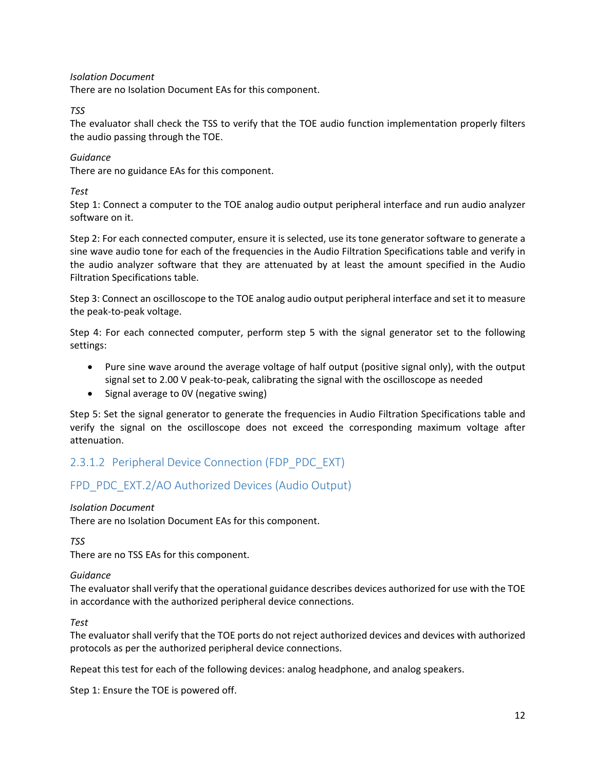*Isolation Document*
There are no Isolation Document EAs for this component.

*TSS*
The evaluator shall check the TSS to verify that the TOE audio function implementation properly filters the audio passing through the TOE.

*Guidance*
There are no guidance EAs for this component.

*Test*
Step 1: Connect a computer to the TOE analog audio output peripheral interface and run audio analyzer software on it.

Step 2: For each connected computer, ensure it is selected, use its tone generator software to generate a sine wave audio tone for each of the frequencies in the Audio Filtration Specifications table and verify in the audio analyzer software that they are attenuated by at least the amount specified in the Audio Filtration Specifications table.

Step 3: Connect an oscilloscope to the TOE analog audio output peripheral interface and set it to measure the peak-to-peak voltage.

Step 4: For each connected computer, perform step 5 with the signal generator set to the following settings:

- Pure sine wave around the average voltage of half output (positive signal only), with the output signal set to 2.00 V peak-to-peak, calibrating the signal with the oscilloscope as needed
- Signal average to 0V (negative swing)

Step 5: Set the signal generator to generate the frequencies in Audio Filtration Specifications table and verify the signal on the oscilloscope does not exceed the corresponding maximum voltage after attenuation.

### 2.3.1.2 Peripheral Device Connection (FDP_PDC_EXT)

### FPD_PDC_EXT.2/AO Authorized Devices (Audio Output)

*Isolation Document*
There are no Isolation Document EAs for this component.

*TSS*
There are no TSS EAs for this component.

*Guidance*
The evaluator shall verify that the operational guidance describes devices authorized for use with the TOE in accordance with the authorized peripheral device connections.

*Test*
The evaluator shall verify that the TOE ports do not reject authorized devices and devices with authorized protocols as per the authorized peripheral device connections.

Repeat this test for each of the following devices: analog headphone, and analog speakers.

Step 1: Ensure the TOE is powered off.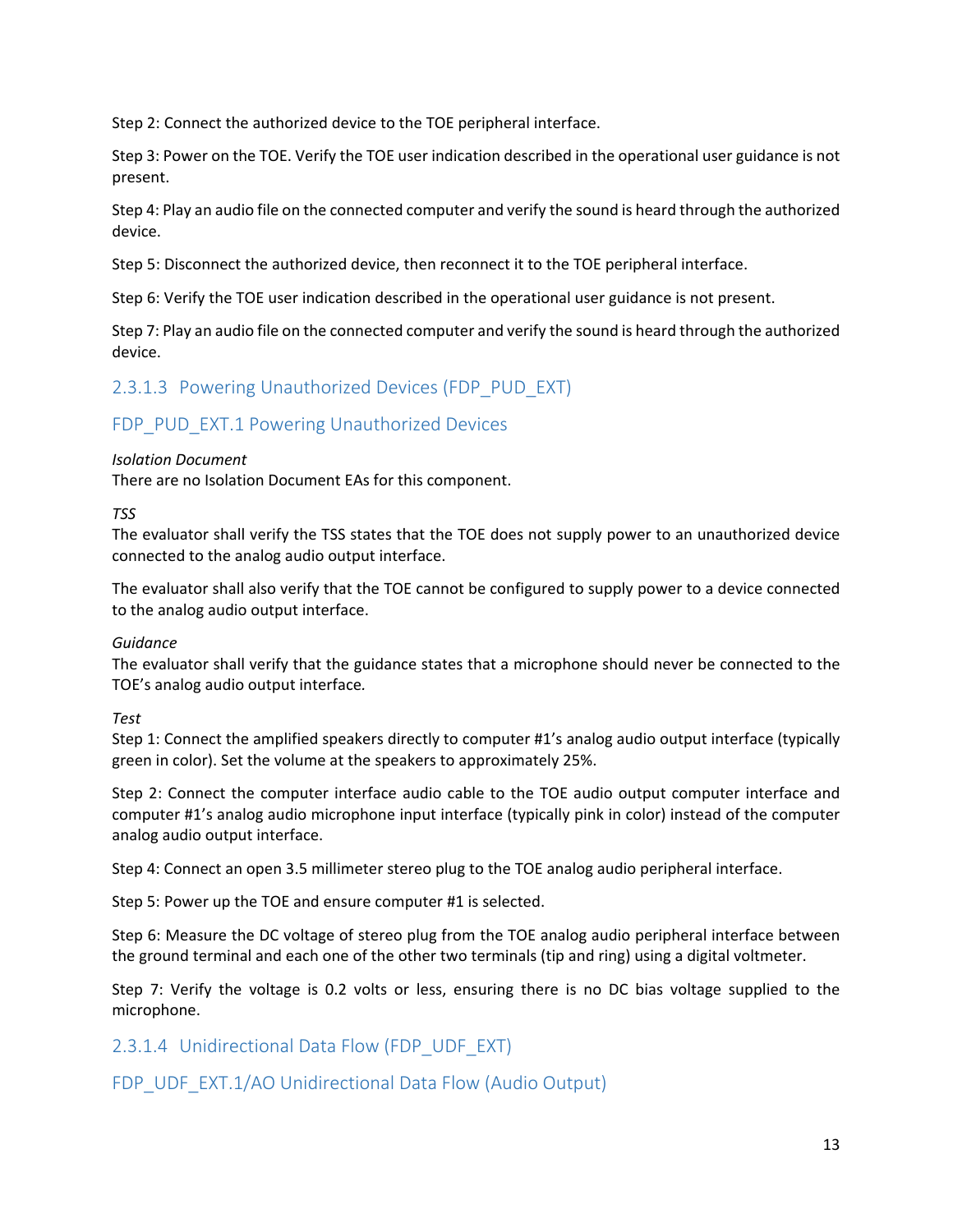Step 2: Connect the authorized device to the TOE peripheral interface.

Step 3: Power on the TOE. Verify the TOE user indication described in the operational user guidance is not present.

Step 4: Play an audio file on the connected computer and verify the sound is heard through the authorized device.

Step 5: Disconnect the authorized device, then reconnect it to the TOE peripheral interface.

Step 6: Verify the TOE user indication described in the operational user guidance is not present.

Step 7: Play an audio file on the connected computer and verify the sound is heard through the authorized device.

### 2.3.1.3 Powering Unauthorized Devices (FDP_PUD_EXT)

#### FDP_PUD_EXT.1 Powering Unauthorized Devices

*Isolation Document*
There are no Isolation Document EAs for this component.

*TSS*
The evaluator shall verify the TSS states that the TOE does not supply power to an unauthorized device connected to the analog audio output interface.

The evaluator shall also verify that the TOE cannot be configured to supply power to a device connected to the analog audio output interface.

*Guidance*
The evaluator shall verify that the guidance states that a microphone should never be connected to the TOE's analog audio output interface.

*Test*
Step 1: Connect the amplified speakers directly to computer #1's analog audio output interface (typically green in color). Set the volume at the speakers to approximately 25%.

Step 2: Connect the computer interface audio cable to the TOE audio output computer interface and computer #1's analog audio microphone input interface (typically pink in color) instead of the computer analog audio output interface.

Step 4: Connect an open 3.5 millimeter stereo plug to the TOE analog audio peripheral interface.

Step 5: Power up the TOE and ensure computer #1 is selected.

Step 6: Measure the DC voltage of stereo plug from the TOE analog audio peripheral interface between the ground terminal and each one of the other two terminals (tip and ring) using a digital voltmeter.

Step 7: Verify the voltage is 0.2 volts or less, ensuring there is no DC bias voltage supplied to the microphone.

### 2.3.1.4 Unidirectional Data Flow (FDP_UDF_EXT)

#### FDP_UDF_EXT.1/AO Unidirectional Data Flow (Audio Output)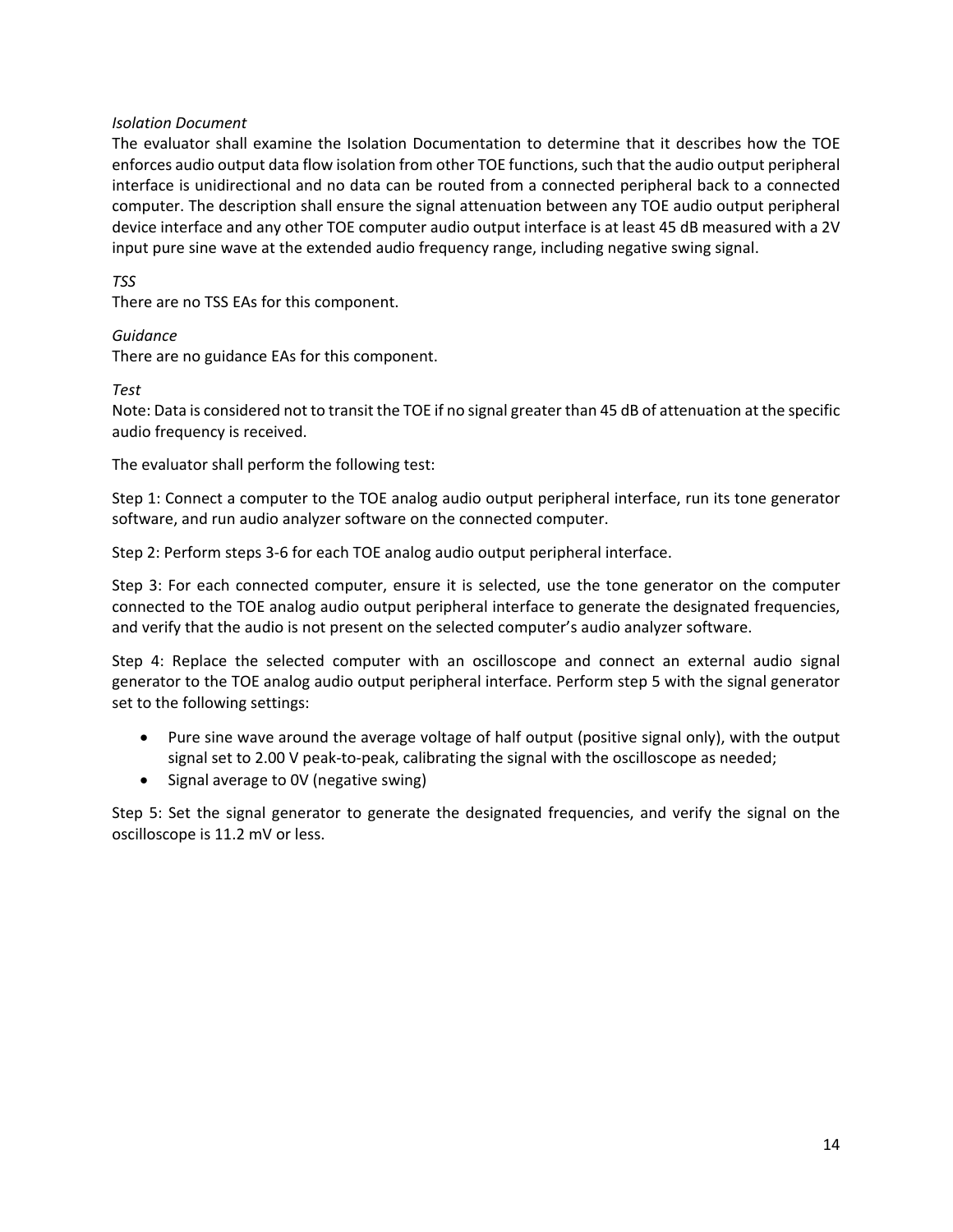*Isolation Document*

The evaluator shall examine the Isolation Documentation to determine that it describes how the TOE enforces audio output data flow isolation from other TOE functions, such that the audio output peripheral interface is unidirectional and no data can be routed from a connected peripheral back to a connected computer. The description shall ensure the signal attenuation between any TOE audio output peripheral device interface and any other TOE computer audio output interface is at least 45 dB measured with a 2V input pure sine wave at the extended audio frequency range, including negative swing signal.

*TSS*

There are no TSS EAs for this component.

*Guidance*

There are no guidance EAs for this component.

*Test*

Note: Data is considered not to transit the TOE if no signal greater than 45 dB of attenuation at the specific audio frequency is received.

The evaluator shall perform the following test:

Step 1: Connect a computer to the TOE analog audio output peripheral interface, run its tone generator software, and run audio analyzer software on the connected computer.

Step 2: Perform steps 3-6 for each TOE analog audio output peripheral interface.

Step 3: For each connected computer, ensure it is selected, use the tone generator on the computer connected to the TOE analog audio output peripheral interface to generate the designated frequencies, and verify that the audio is not present on the selected computer's audio analyzer software.

Step 4: Replace the selected computer with an oscilloscope and connect an external audio signal generator to the TOE analog audio output peripheral interface. Perform step 5 with the signal generator set to the following settings:

- Pure sine wave around the average voltage of half output (positive signal only), with the output signal set to 2.00 V peak-to-peak, calibrating the signal with the oscilloscope as needed;
- Signal average to 0V (negative swing)

Step 5: Set the signal generator to generate the designated frequencies, and verify the signal on the oscilloscope is 11.2 mV or less.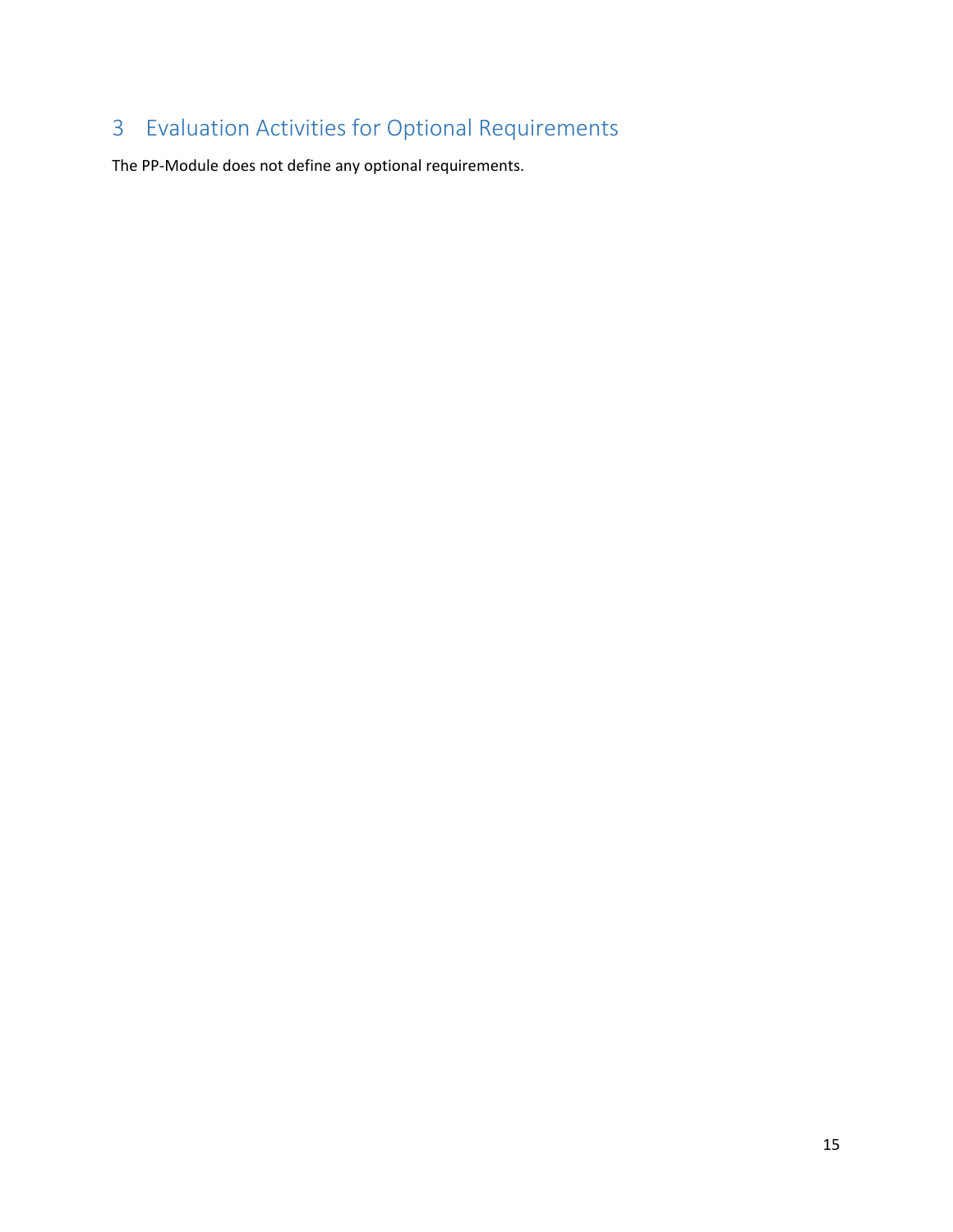# 3 Evaluation Activities for Optional Requirements

The PP-Module does not define any optional requirements.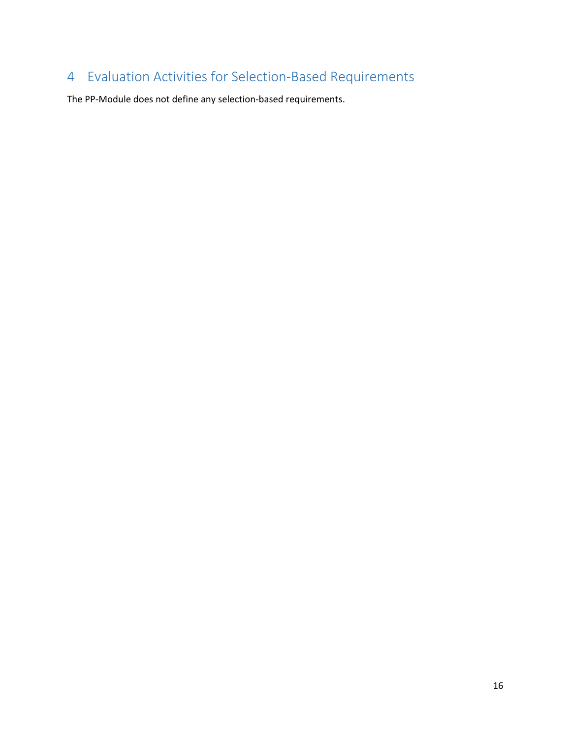# 4 Evaluation Activities for Selection-Based Requirements

The PP-Module does not define any selection-based requirements.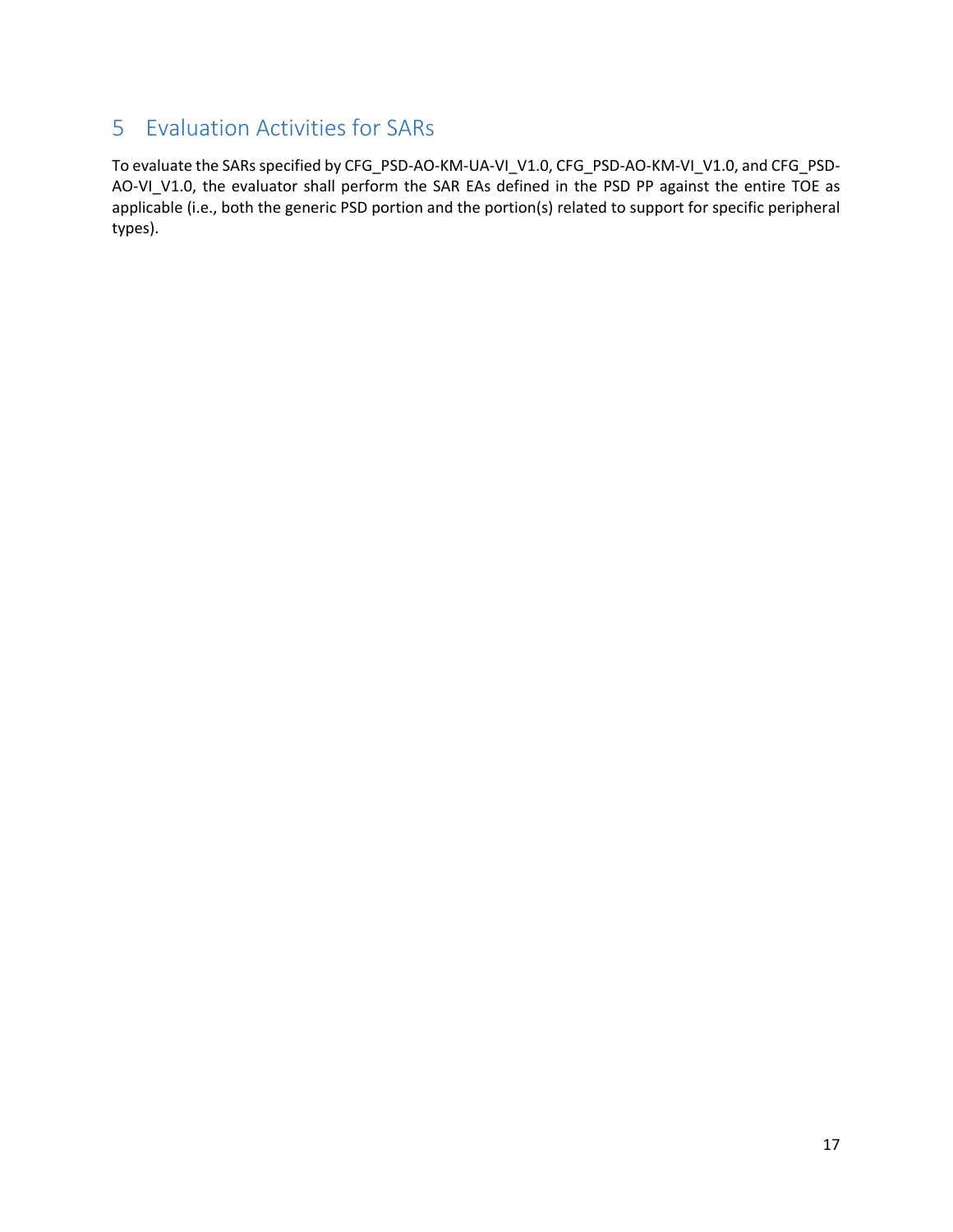# 5 Evaluation Activities for SARs

To evaluate the SARs specified by CFG_PSD-AO-KM-UA-VI_V1.0, CFG_PSD-AO-KM-VI_V1.0, and CFG_PSD-AO-VI_V1.0, the evaluator shall perform the SAR EAs defined in the PSD PP against the entire TOE as applicable (i.e., both the generic PSD portion and the portion(s) related to support for specific peripheral types).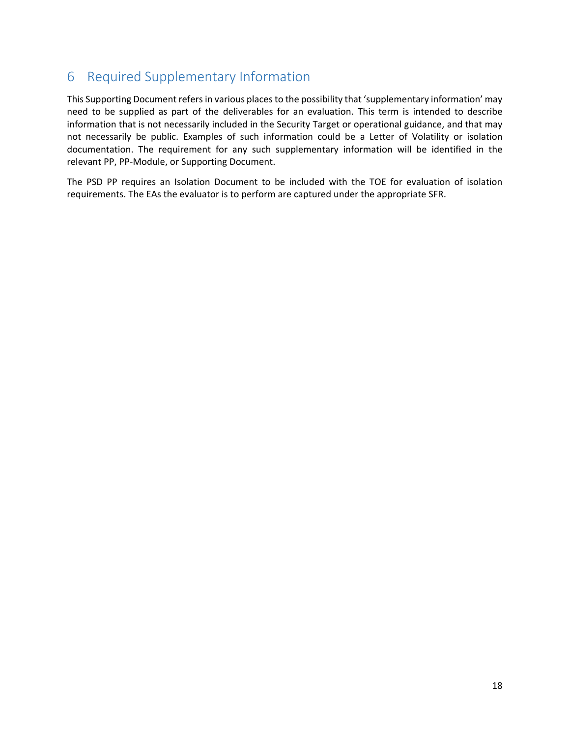# 6 Required Supplementary Information

This Supporting Document refers in various places to the possibility that 'supplementary information' may need to be supplied as part of the deliverables for an evaluation. This term is intended to describe information that is not necessarily included in the Security Target or operational guidance, and that may not necessarily be public. Examples of such information could be a Letter of Volatility or isolation documentation. The requirement for any such supplementary information will be identified in the relevant PP, PP-Module, or Supporting Document.

The PSD PP requires an Isolation Document to be included with the TOE for evaluation of isolation requirements. The EAs the evaluator is to perform are captured under the appropriate SFR.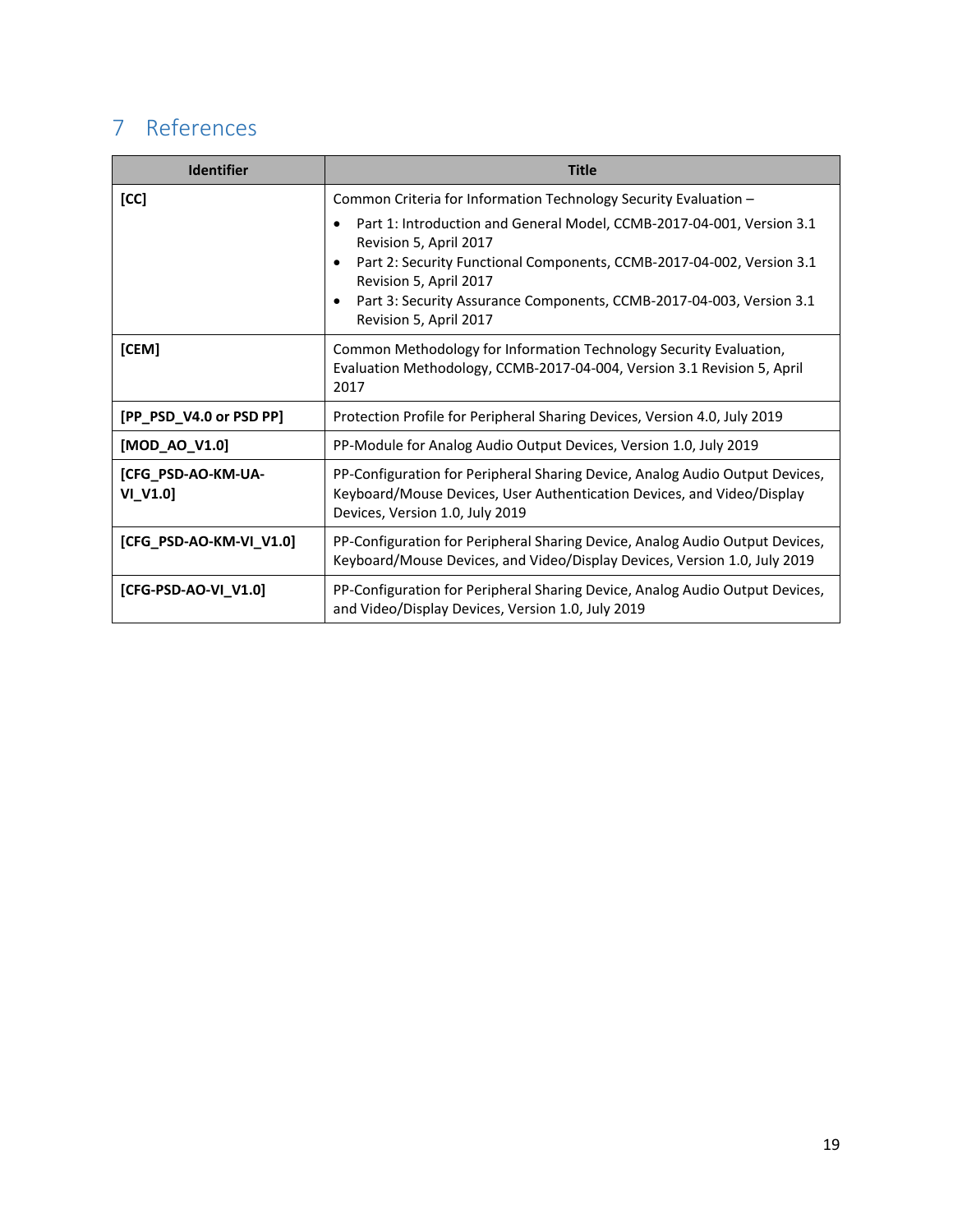# 7 References

| Identifier | Title |
|---|---|
| **[CC]** | Common Criteria for Information Technology Security Evaluation – <br>• Part 1: Introduction and General Model, CCMB-2017-04-001, Version 3.1 Revision 5, April 2017<br>• Part 2: Security Functional Components, CCMB-2017-04-002, Version 3.1 Revision 5, April 2017<br>• Part 3: Security Assurance Components, CCMB-2017-04-003, Version 3.1 Revision 5, April 2017 |
| **[CEM]** | Common Methodology for Information Technology Security Evaluation, Evaluation Methodology, CCMB-2017-04-004, Version 3.1 Revision 5, April 2017 |
| **[PP_PSD_V4.0 or PSD PP]** | Protection Profile for Peripheral Sharing Devices, Version 4.0, July 2019 |
| **[MOD_AO_V1.0]** | PP-Module for Analog Audio Output Devices, Version 1.0, July 2019 |
| **[CFG_PSD-AO-KM-UA-VI_V1.0]** | PP-Configuration for Peripheral Sharing Device, Analog Audio Output Devices, Keyboard/Mouse Devices, User Authentication Devices, and Video/Display Devices, Version 1.0, July 2019 |
| **[CFG_PSD-AO-KM-VI_V1.0]** | PP-Configuration for Peripheral Sharing Device, Analog Audio Output Devices, Keyboard/Mouse Devices, and Video/Display Devices, Version 1.0, July 2019 |
| **[CFG-PSD-AO-VI_V1.0]** | PP-Configuration for Peripheral Sharing Device, Analog Audio Output Devices, and Video/Display Devices, Version 1.0, July 2019 |